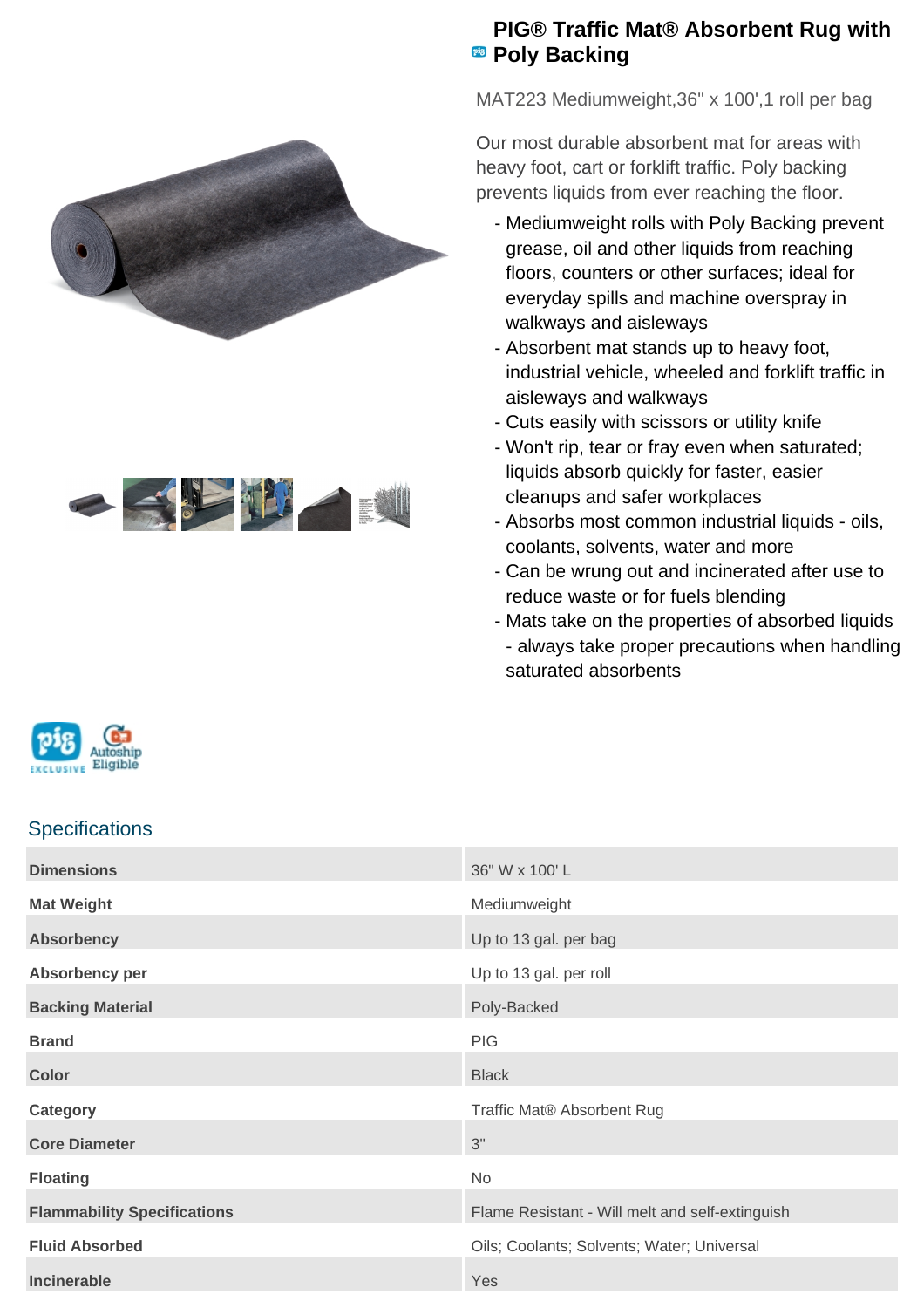# PIG® Traffic Mat® Absorbent Rug with Poly Backing

MAT223 Mediumweight,36" x 100',1 roll per bag

Our most durable absorbent mat for areas with heavy foot, cart or forklift traffic. Poly backing prevents liquids from ever reaching the floor.

- Mediumweight rolls with Poly Backing prevent grease, oil and other liquids from reaching floors, counters or other surfaces; ideal for everyday spills and machine overspray in walkways and aisleways
- Absorbent mat stands up to heavy foot, industrial vehicle, wheeled and forklift traffic in aisleways and walkways
- Cuts easily with scissors or utility knife
- Won't rip, tear or fray even when saturated; liquids absorb quickly for faster, easier cleanups and safer workplaces
- Absorbs most common industrial liquids - oils, coolants, solvents, water and more
- Can be wrung out and incinerated after use to reduce waste or for fuels blending
- Mats take on the properties of absorbed liquids - always take proper precautions when handling saturated absorbents

## Specifications

| | |
|---|---|
| **Dimensions** | 36" W x 100' L |
| **Mat Weight** | Mediumweight |
| **Absorbency** | Up to 13 gal. per bag |
| **Absorbency per** | Up to 13 gal. per roll |
| **Backing Material** | Poly-Backed |
| **Brand** | PIG |
| **Color** | Black |
| **Category** | Traffic Mat® Absorbent Rug |
| **Core Diameter** | 3" |
| **Floating** | No |
| **Flammability Specifications** | Flame Resistant - Will melt and self-extinguish |
| **Fluid Absorbed** | Oils; Coolants; Solvents; Water; Universal |
| **Incinerable** | Yes |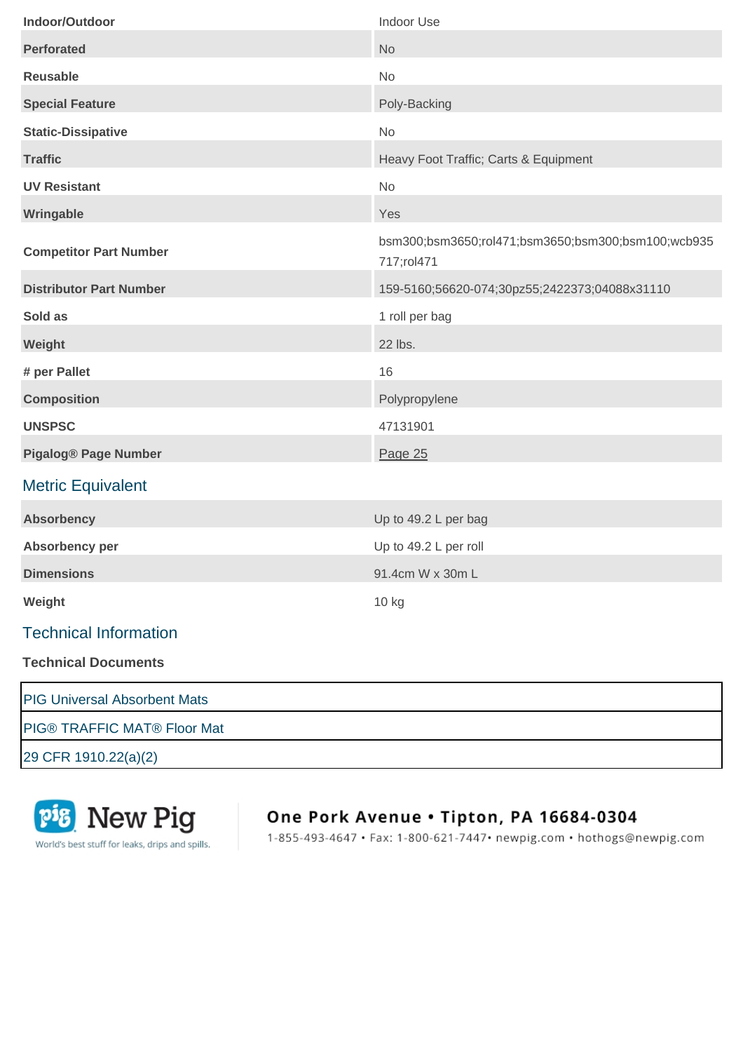| | |
|---|---|
| **Indoor/Outdoor** | Indoor Use |
| **Perforated** | No |
| **Reusable** | No |
| **Special Feature** | Poly-Backing |
| **Static-Dissipative** | No |
| **Traffic** | Heavy Foot Traffic; Carts & Equipment |
| **UV Resistant** | No |
| **Wringable** | Yes |
| **Competitor Part Number** | bsm300;bsm3650;rol471;bsm3650;bsm300;bsm100;wcb935717;rol471 |
| **Distributor Part Number** | 159-5160;56620-074;30pz55;2422373;04088x31110 |
| **Sold as** | 1 roll per bag |
| **Weight** | 22 lbs. |
| **# per Pallet** | 16 |
| **Composition** | Polypropylene |
| **UNSPSC** | 47131901 |
| **Pigalog® Page Number** | Page 25 |

## Metric Equivalent

| | |
|---|---|
| **Absorbency** | Up to 49.2 L per bag |
| **Absorbency per** | Up to 49.2 L per roll |
| **Dimensions** | 91.4cm W x 30m L |
| **Weight** | 10 kg |

## Technical Information

**Technical Documents**

| |
|---|
| PIG Universal Absorbent Mats |
| PIG® TRAFFIC MAT® Floor Mat |
| 29 CFR 1910.22(a)(2) |

New Pig
World's best stuff for leaks, drips and spills.

**One Pork Avenue • Tipton, PA 16684-0304**
1-855-493-4647 • Fax: 1-800-621-7447• newpig.com • hothogs@newpig.com